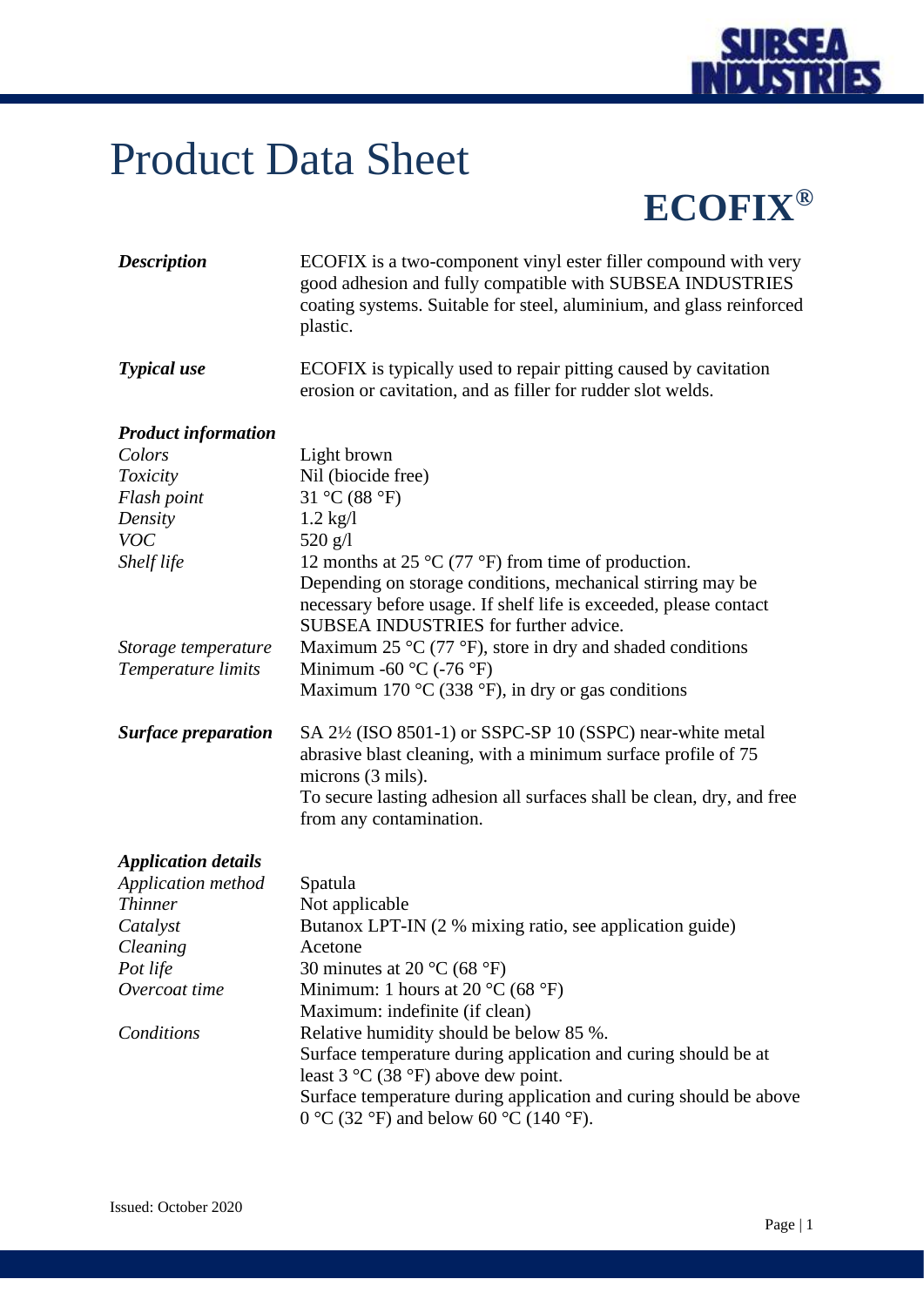# Product Data Sheet

## ECOFIX®

***Description***

ECOFIX is a two-component vinyl ester filler compound with very good adhesion and fully compatible with SUBSEA INDUSTRIES coating systems. Suitable for steel, aluminium, and glass reinforced plastic.

***Typical use***

ECOFIX is typically used to repair pitting caused by cavitation erosion or cavitation, and as filler for rudder slot welds.

***Product information***

| | |
|---|---|
| *Colors* | Light brown |
| *Toxicity* | Nil (biocide free) |
| *Flash point* | 31 °C (88 °F) |
| *Density* | 1.2 kg/l |
| *VOC* | 520 g/l |
| *Shelf life* | 12 months at 25 °C (77 °F) from time of production. Depending on storage conditions, mechanical stirring may be necessary before usage. If shelf life is exceeded, please contact SUBSEA INDUSTRIES for further advice. |
| *Storage temperature* | Maximum 25 °C (77 °F), store in dry and shaded conditions |
| *Temperature limits* | Minimum -60 °C (-76 °F) Maximum 170 °C (338 °F), in dry or gas conditions |

***Surface preparation***

SA 2½ (ISO 8501-1) or SSPC-SP 10 (SSPC) near-white metal abrasive blast cleaning, with a minimum surface profile of 75 microns (3 mils).
To secure lasting adhesion all surfaces shall be clean, dry, and free from any contamination.

***Application details***

| | |
|---|---|
| *Application method* | Spatula |
| *Thinner* | Not applicable |
| *Catalyst* | Butanox LPT-IN (2 % mixing ratio, see application guide) |
| *Cleaning* | Acetone |
| *Pot life* | 30 minutes at 20 °C (68 °F) |
| *Overcoat time* | Minimum: 1 hours at 20 °C (68 °F) Maximum: indefinite (if clean) |
| *Conditions* | Relative humidity should be below 85 %. Surface temperature during application and curing should be at least 3 °C (38 °F) above dew point. Surface temperature during application and curing should be above 0 °C (32 °F) and below 60 °C (140 °F). |

Issued: October 2020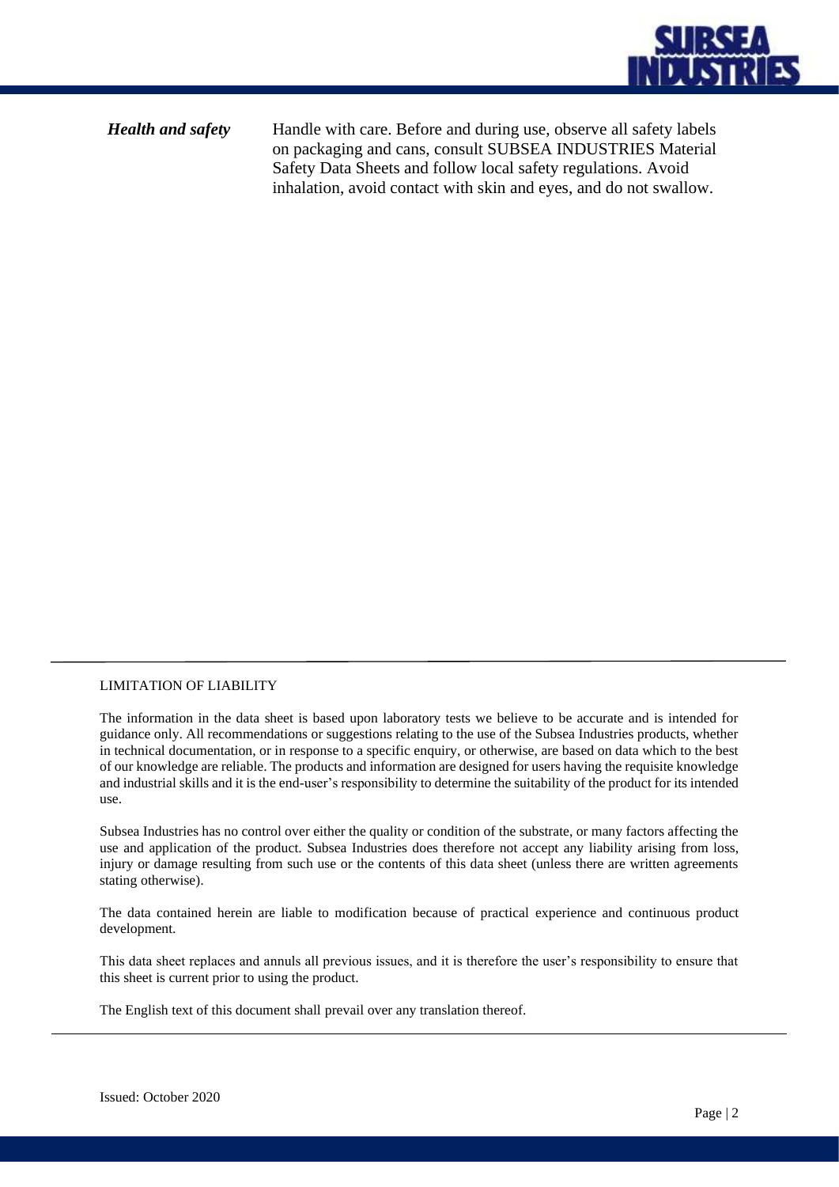***Health and safety***

Handle with care. Before and during use, observe all safety labels on packaging and cans, consult SUBSEA INDUSTRIES Material Safety Data Sheets and follow local safety regulations. Avoid inhalation, avoid contact with skin and eyes, and do not swallow.

---

LIMITATION OF LIABILITY

The information in the data sheet is based upon laboratory tests we believe to be accurate and is intended for guidance only. All recommendations or suggestions relating to the use of the Subsea Industries products, whether in technical documentation, or in response to a specific enquiry, or otherwise, are based on data which to the best of our knowledge are reliable. The products and information are designed for users having the requisite knowledge and industrial skills and it is the end-user's responsibility to determine the suitability of the product for its intended use.

Subsea Industries has no control over either the quality or condition of the substrate, or many factors affecting the use and application of the product. Subsea Industries does therefore not accept any liability arising from loss, injury or damage resulting from such use or the contents of this data sheet (unless there are written agreements stating otherwise).

The data contained herein are liable to modification because of practical experience and continuous product development.

This data sheet replaces and annuls all previous issues, and it is therefore the user's responsibility to ensure that this sheet is current prior to using the product.

The English text of this document shall prevail over any translation thereof.

---

Issued: October 2020